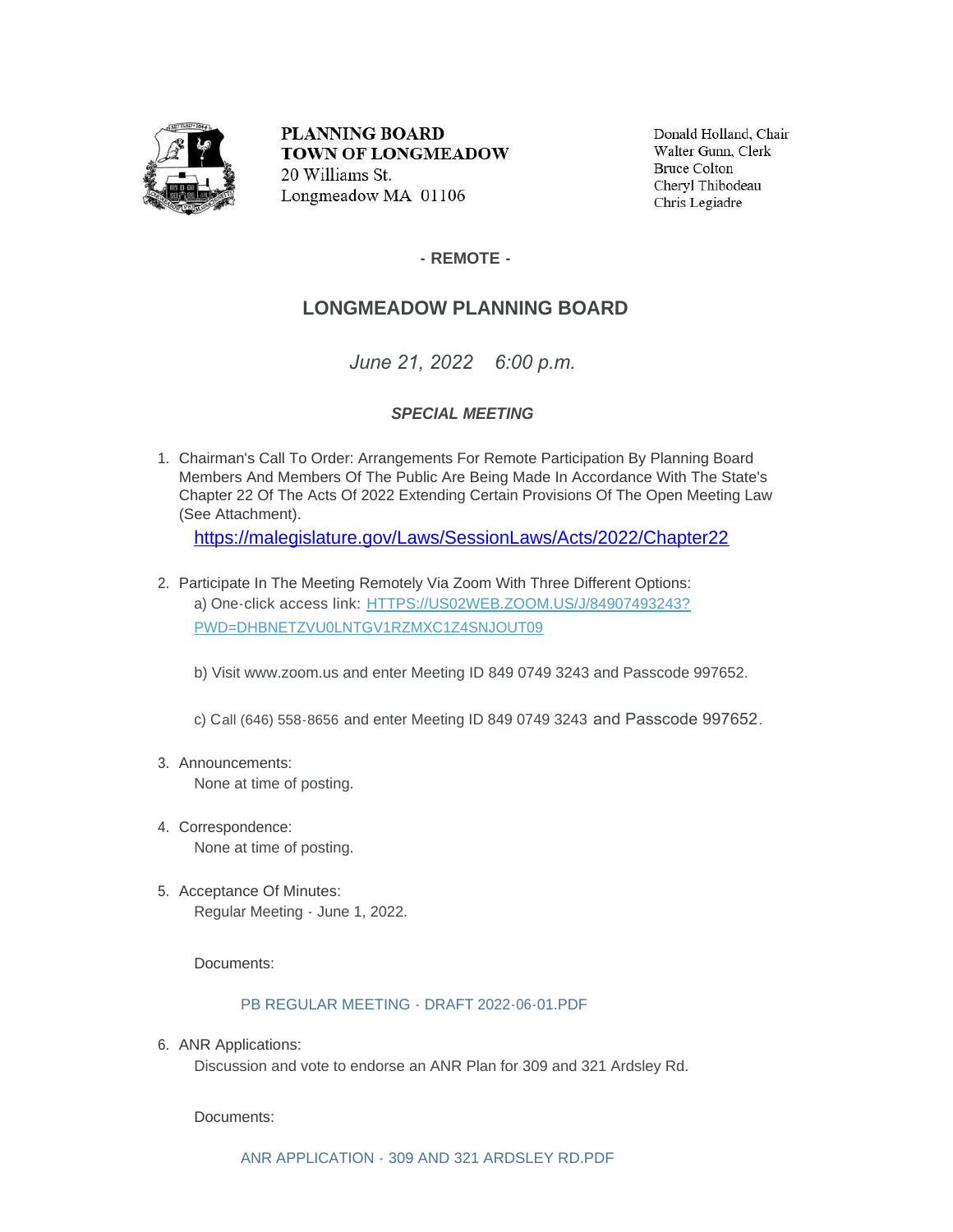**PLANNING BOARD**
**TOWN OF LONGMEADOW**
20 Williams St.
Longmeadow MA 01106

Donald Holland, Chair
Walter Gunn, Clerk
Bruce Colton
Cheryl Thibodeau
Chris Legiadre

**- REMOTE -**

## LONGMEADOW PLANNING BOARD

*June 21, 2022 6:00 p.m.*

***SPECIAL MEETING***

1. Chairman's Call To Order: Arrangements For Remote Participation By Planning Board Members And Members Of The Public Are Being Made In Accordance With The State's Chapter 22 Of The Acts Of 2022 Extending Certain Provisions Of The Open Meeting Law (See Attachment).
   https://malegislature.gov/Laws/SessionLaws/Acts/2022/Chapter22

2. Participate In The Meeting Remotely Via Zoom With Three Different Options:
   a) One-click access link: HTTPS://US02WEB.ZOOM.US/J/84907493243?PWD=DHBNETZVU0LNTGV1RZMXC1Z4SNJOUT09

   b) Visit www.zoom.us and enter Meeting ID 849 0749 3243 and Passcode 997652.

   c) Call (646) 558-8656 and enter Meeting ID 849 0749 3243 and Passcode 997652.

3. Announcements:
   None at time of posting.

4. Correspondence:
   None at time of posting.

5. Acceptance Of Minutes:
   Regular Meeting - June 1, 2022.

   Documents:

   PB REGULAR MEETING - DRAFT 2022-06-01.PDF

6. ANR Applications:
   Discussion and vote to endorse an ANR Plan for 309 and 321 Ardsley Rd.

   Documents:

   ANR APPLICATION - 309 AND 321 ARDSLEY RD.PDF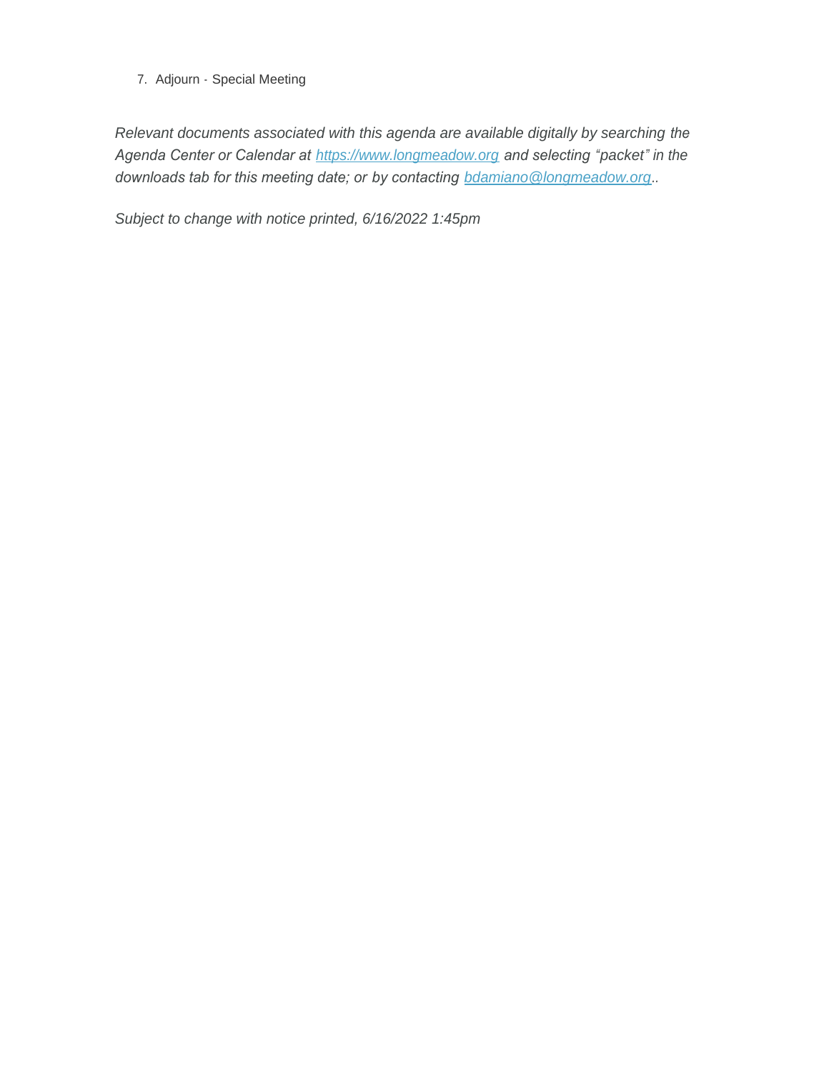7. Adjourn - Special Meeting

*Relevant documents associated with this agenda are available digitally by searching the Agenda Center or Calendar at [https://www.longmeadow.org](https://www.longmeadow.org) and selecting "packet" in the downloads tab for this meeting date; or by contacting [bdamiano@longmeadow.org](mailto:bdamiano@longmeadow.org)..*

*Subject to change with notice printed, 6/16/2022 1:45pm*